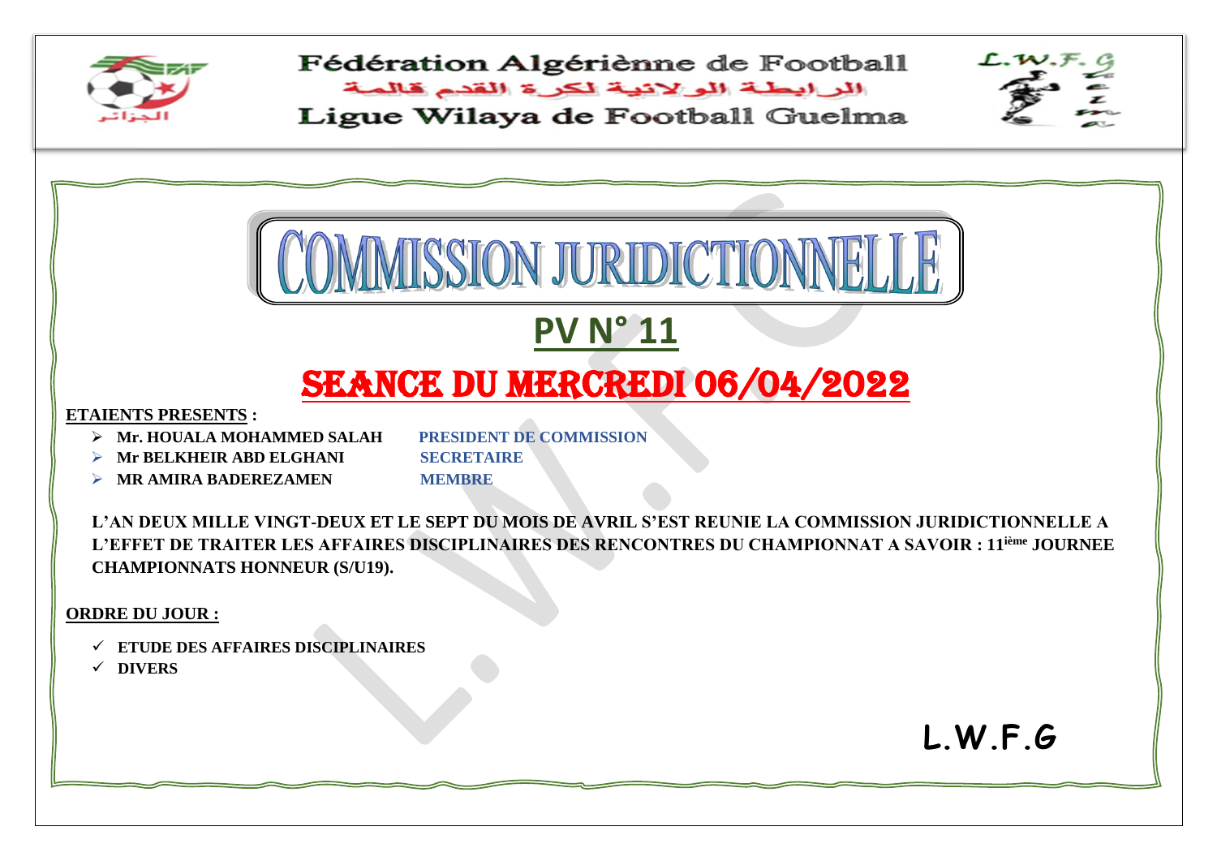Fédération Algérienne de Football

الرابطة الولائية لكرة القدم قالمة

Ligue Wilaya de Football Guelma

# COMMISSION JURIDICTIONNELLE

## PV N° 11

## SEANCE DU MERCREDI 06/04/2022

**ETAIENTS PRESENTS :**

- **Mr. HOUALA MOHAMMED SALAH** — **PRESIDENT DE COMMISSION**
- **Mr BELKHEIR ABD ELGHANI** — **SECRETAIRE**
- **MR AMIRA BADEREZAMEN** — **MEMBRE**

**L'AN DEUX MILLE VINGT-DEUX ET LE SEPT DU MOIS DE AVRIL S'EST REUNIE LA COMMISSION JURIDICTIONNELLE A L'EFFET DE TRAITER LES AFFAIRES DISCIPLINAIRES DES RENCONTRES DU CHAMPIONNAT A SAVOIR : 11ième JOURNEE CHAMPIONNATS HONNEUR (S/U19).**

**ORDRE DU JOUR :**

- ✓ **ETUDE DES AFFAIRES DISCIPLINAIRES**
- ✓ **DIVERS**

**L.W.F.G**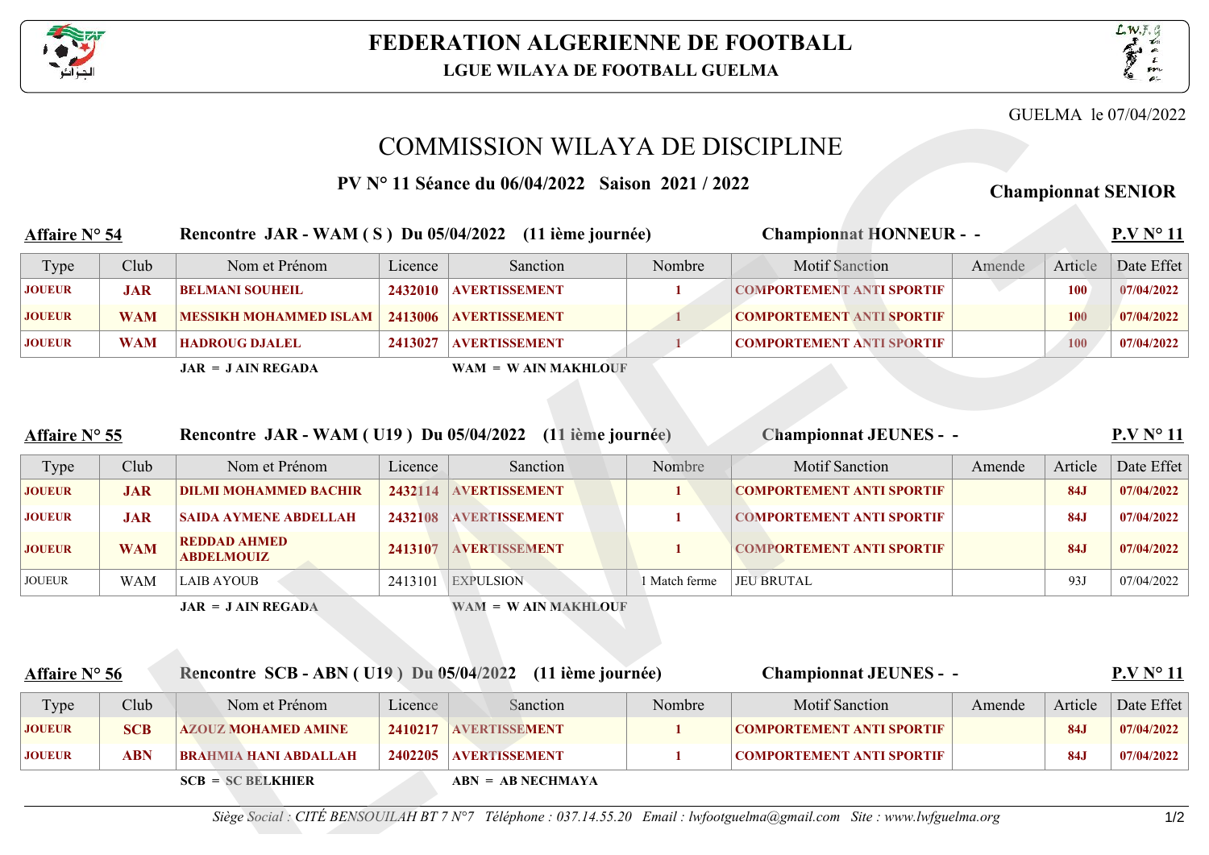# FEDERATION ALGERIENNE DE FOOTBALL

**LGUE WILAYA DE FOOTBALL GUELMA**

GUELMA le 07/04/2022

## COMMISSION WILAYA DE DISCIPLINE

**PV N° 11 Séance du 06/04/2022 Saison 2021 / 2022**

**Championnat SENIOR**

**Affaire N° 54** — **Rencontre JAR - WAM ( S ) Du 05/04/2022 (11 ième journée)** — **Championnat HONNEUR - -** — **P.V N° 11**

| Type | Club | Nom et Prénom | Licence | Sanction | Nombre | Motif Sanction | Amende | Article | Date Effet |
|---|---|---|---|---|---|---|---|---|---|
| JOUEUR | JAR | BELMANI SOUHEIL | 2432010 | AVERTISSEMENT | 1 | COMPORTEMENT ANTI SPORTIF | | 100 | 07/04/2022 |
| JOUEUR | WAM | MESSIKH MOHAMMED ISLAM | 2413006 | AVERTISSEMENT | 1 | COMPORTEMENT ANTI SPORTIF | | 100 | 07/04/2022 |
| JOUEUR | WAM | HADROUG DJALEL | 2413027 | AVERTISSEMENT | 1 | COMPORTEMENT ANTI SPORTIF | | 100 | 07/04/2022 |

**JAR = J AIN REGADA** **WAM = W AIN MAKHLOUF**

**Affaire N° 55** — **Rencontre JAR - WAM ( U19 ) Du 05/04/2022 (11 ième journée)** — **Championnat JEUNES - -** — **P.V N° 11**

| Type | Club | Nom et Prénom | Licence | Sanction | Nombre | Motif Sanction | Amende | Article | Date Effet |
|---|---|---|---|---|---|---|---|---|---|
| JOUEUR | JAR | DILMI MOHAMMED BACHIR | 2432114 | AVERTISSEMENT | 1 | COMPORTEMENT ANTI SPORTIF | | 84J | 07/04/2022 |
| JOUEUR | JAR | SAIDA AYMENE ABDELLAH | 2432108 | AVERTISSEMENT | 1 | COMPORTEMENT ANTI SPORTIF | | 84J | 07/04/2022 |
| JOUEUR | WAM | REDDAD AHMED ABDELMOUIZ | 2413107 | AVERTISSEMENT | 1 | COMPORTEMENT ANTI SPORTIF | | 84J | 07/04/2022 |
| JOUEUR | WAM | LAIB AYOUB | 2413101 | EXPULSION | 1 Match ferme | JEU BRUTAL | | 93J | 07/04/2022 |

**JAR = J AIN REGADA** **WAM = W AIN MAKHLOUF**

**Affaire N° 56** — **Rencontre SCB - ABN ( U19 ) Du 05/04/2022 (11 ième journée)** — **Championnat JEUNES - -** — **P.V N° 11**

| Type | Club | Nom et Prénom | Licence | Sanction | Nombre | Motif Sanction | Amende | Article | Date Effet |
|---|---|---|---|---|---|---|---|---|---|
| JOUEUR | SCB | AZOUZ MOHAMED AMINE | 2410217 | AVERTISSEMENT | 1 | COMPORTEMENT ANTI SPORTIF | | 84J | 07/04/2022 |
| JOUEUR | ABN | BRAHMIA HANI ABDALLAH | 2402205 | AVERTISSEMENT | 1 | COMPORTEMENT ANTI SPORTIF | | 84J | 07/04/2022 |

**SCB = SC BELKHIER** **ABN = AB NECHMAYA**

*Siège Social : CITÉ BENSOUILAH BT 7 N°7 Téléphone : 037.14.55.20 Email : lwfootguelma@gmail.com Site : www.lwfguelma.org*